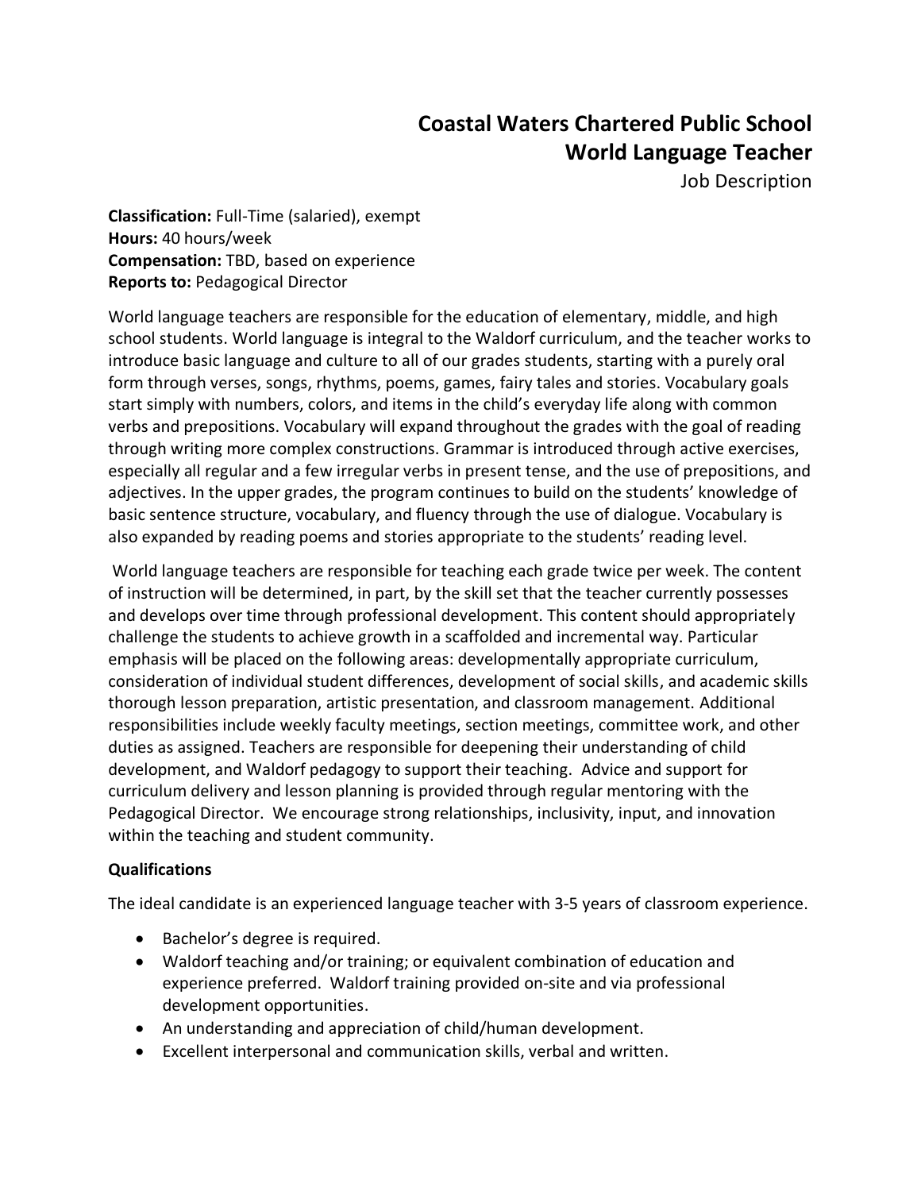# Coastal Waters Chartered Public School
# World Language Teacher

Job Description

**Classification:** Full-Time (salaried), exempt
**Hours:** 40 hours/week
**Compensation:** TBD, based on experience
**Reports to:** Pedagogical Director

World language teachers are responsible for the education of elementary, middle, and high school students. World language is integral to the Waldorf curriculum, and the teacher works to introduce basic language and culture to all of our grades students, starting with a purely oral form through verses, songs, rhythms, poems, games, fairy tales and stories. Vocabulary goals start simply with numbers, colors, and items in the child's everyday life along with common verbs and prepositions. Vocabulary will expand throughout the grades with the goal of reading through writing more complex constructions. Grammar is introduced through active exercises, especially all regular and a few irregular verbs in present tense, and the use of prepositions, and adjectives. In the upper grades, the program continues to build on the students' knowledge of basic sentence structure, vocabulary, and fluency through the use of dialogue. Vocabulary is also expanded by reading poems and stories appropriate to the students' reading level.

World language teachers are responsible for teaching each grade twice per week. The content of instruction will be determined, in part, by the skill set that the teacher currently possesses and develops over time through professional development. This content should appropriately challenge the students to achieve growth in a scaffolded and incremental way. Particular emphasis will be placed on the following areas: developmentally appropriate curriculum, consideration of individual student differences, development of social skills, and academic skills thorough lesson preparation, artistic presentation, and classroom management. Additional responsibilities include weekly faculty meetings, section meetings, committee work, and other duties as assigned. Teachers are responsible for deepening their understanding of child development, and Waldorf pedagogy to support their teaching. Advice and support for curriculum delivery and lesson planning is provided through regular mentoring with the Pedagogical Director. We encourage strong relationships, inclusivity, input, and innovation within the teaching and student community.

**Qualifications**

The ideal candidate is an experienced language teacher with 3-5 years of classroom experience.

- Bachelor's degree is required.
- Waldorf teaching and/or training; or equivalent combination of education and experience preferred. Waldorf training provided on-site and via professional development opportunities.
- An understanding and appreciation of child/human development.
- Excellent interpersonal and communication skills, verbal and written.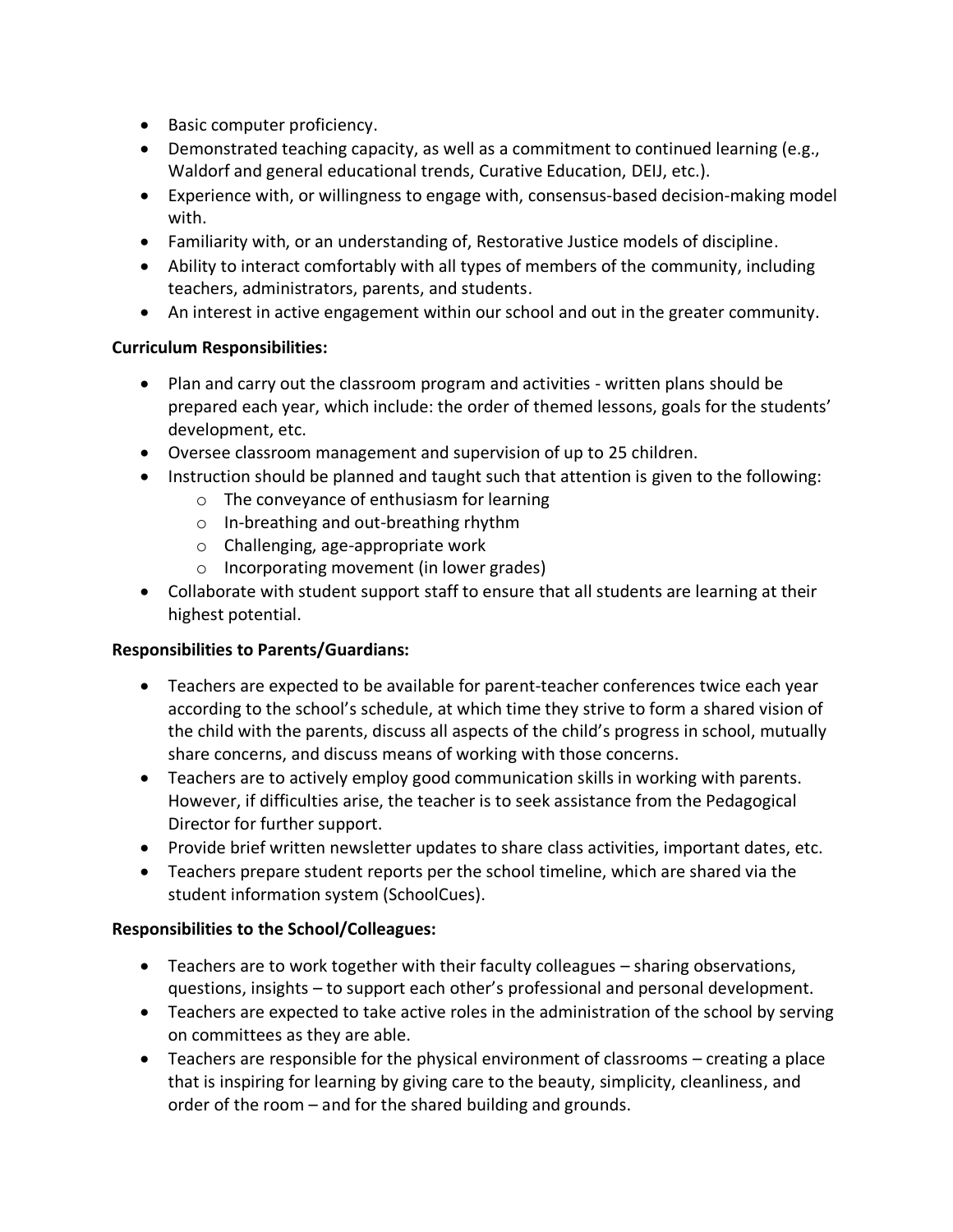- Basic computer proficiency.
- Demonstrated teaching capacity, as well as a commitment to continued learning (e.g., Waldorf and general educational trends, Curative Education, DEIJ, etc.).
- Experience with, or willingness to engage with, consensus-based decision-making model with.
- Familiarity with, or an understanding of, Restorative Justice models of discipline.
- Ability to interact comfortably with all types of members of the community, including teachers, administrators, parents, and students.
- An interest in active engagement within our school and out in the greater community.

**Curriculum Responsibilities:**

- Plan and carry out the classroom program and activities - written plans should be prepared each year, which include: the order of themed lessons, goals for the students' development, etc.
- Oversee classroom management and supervision of up to 25 children.
- Instruction should be planned and taught such that attention is given to the following:
  - The conveyance of enthusiasm for learning
  - In-breathing and out-breathing rhythm
  - Challenging, age-appropriate work
  - Incorporating movement (in lower grades)
- Collaborate with student support staff to ensure that all students are learning at their highest potential.

**Responsibilities to Parents/Guardians:**

- Teachers are expected to be available for parent-teacher conferences twice each year according to the school's schedule, at which time they strive to form a shared vision of the child with the parents, discuss all aspects of the child's progress in school, mutually share concerns, and discuss means of working with those concerns.
- Teachers are to actively employ good communication skills in working with parents. However, if difficulties arise, the teacher is to seek assistance from the Pedagogical Director for further support.
- Provide brief written newsletter updates to share class activities, important dates, etc.
- Teachers prepare student reports per the school timeline, which are shared via the student information system (SchoolCues).

**Responsibilities to the School/Colleagues:**

- Teachers are to work together with their faculty colleagues – sharing observations, questions, insights – to support each other's professional and personal development.
- Teachers are expected to take active roles in the administration of the school by serving on committees as they are able.
- Teachers are responsible for the physical environment of classrooms – creating a place that is inspiring for learning by giving care to the beauty, simplicity, cleanliness, and order of the room – and for the shared building and grounds.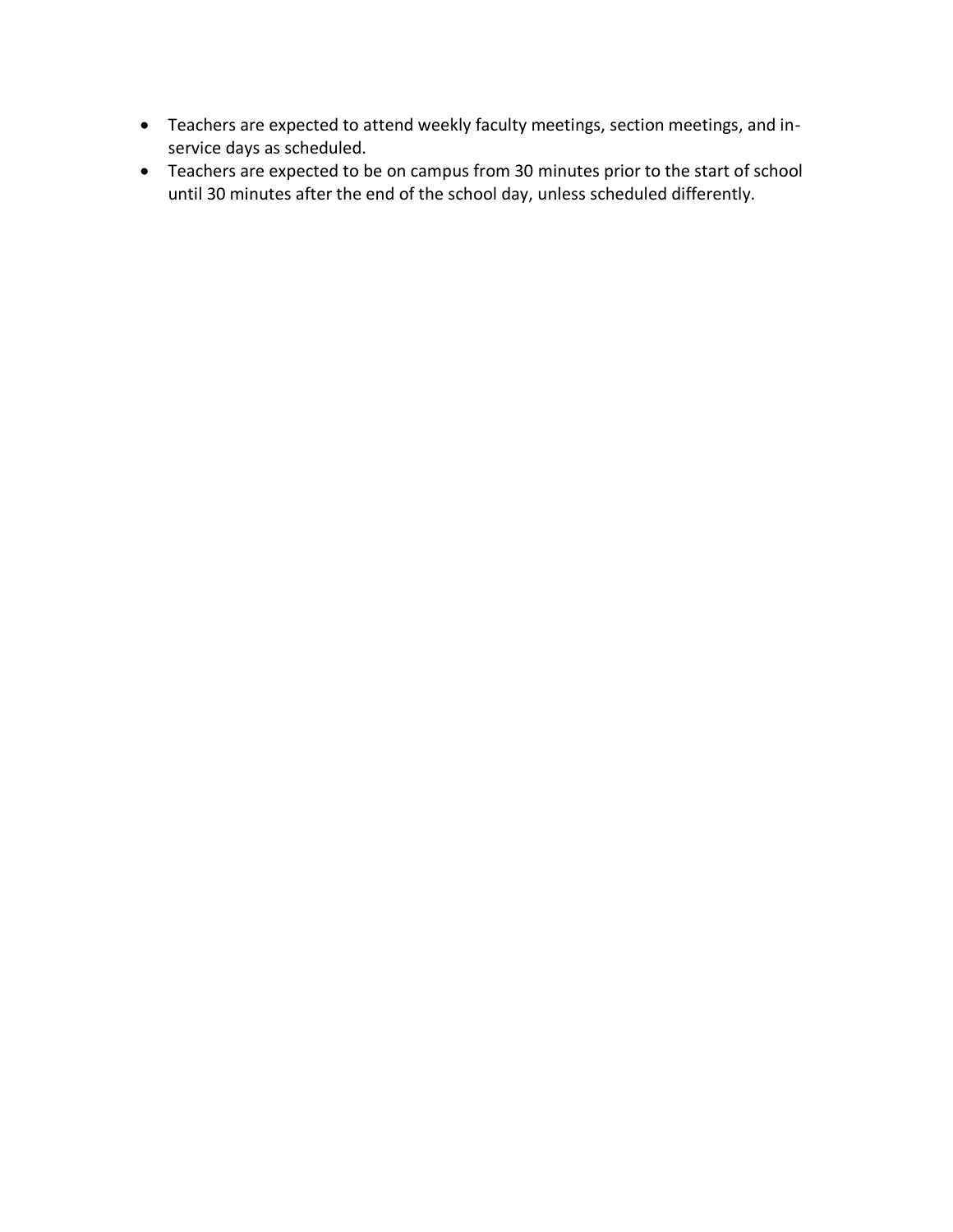- Teachers are expected to attend weekly faculty meetings, section meetings, and in-service days as scheduled.
- Teachers are expected to be on campus from 30 minutes prior to the start of school until 30 minutes after the end of the school day, unless scheduled differently.